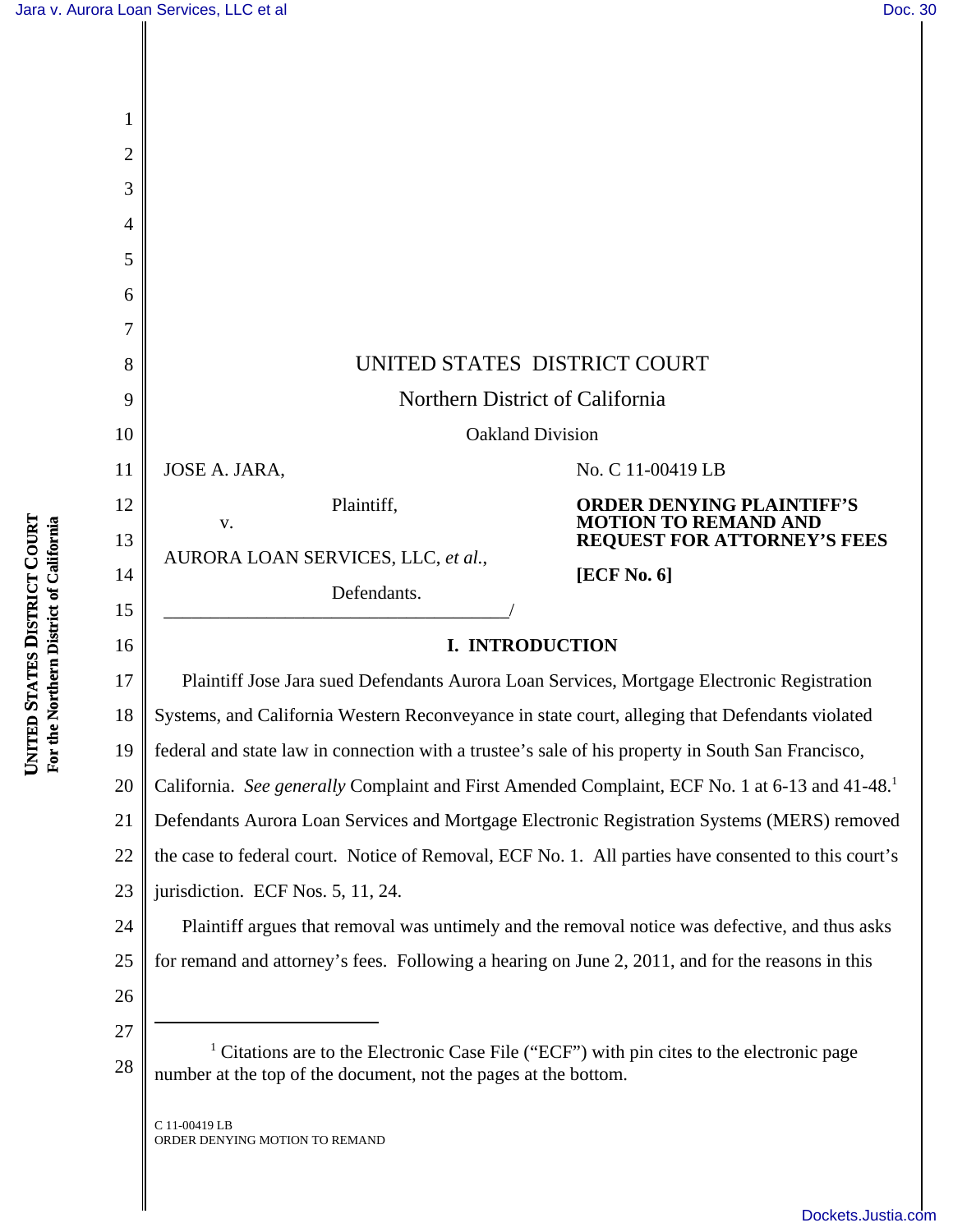UNITED STATES DISTRICT COURT

Northern District of California

Oakland Division

JOSE A. JARA,

Plaintiff,

v.

AURORA LOAN SERVICES, LLC, *et al.*,

Defendants.

\_\_\_\_\_\_\_\_\_\_\_\_\_\_\_\_\_\_\_\_\_\_\_\_\_\_\_\_\_\_\_\_\_\_\_\_/

No. C 11-00419 LB

**ORDER DENYING PLAINTIFF'S MOTION TO REMAND AND REQUEST FOR ATTORNEY'S FEES**

**[ECF No. 6]**

## I. INTRODUCTION

Plaintiff Jose Jara sued Defendants Aurora Loan Services, Mortgage Electronic Registration Systems, and California Western Reconveyance in state court, alleging that Defendants violated federal and state law in connection with a trustee's sale of his property in South San Francisco, California. *See generally* Complaint and First Amended Complaint, ECF No. 1 at 6-13 and 41-48.[1] Defendants Aurora Loan Services and Mortgage Electronic Registration Systems (MERS) removed the case to federal court. Notice of Removal, ECF No. 1. All parties have consented to this court's jurisdiction. ECF Nos. 5, 11, 24.

Plaintiff argues that removal was untimely and the removal notice was defective, and thus asks for remand and attorney's fees. Following a hearing on June 2, 2011, and for the reasons in this

[1] Citations are to the Electronic Case File ("ECF") with pin cites to the electronic page number at the top of the document, not the pages at the bottom.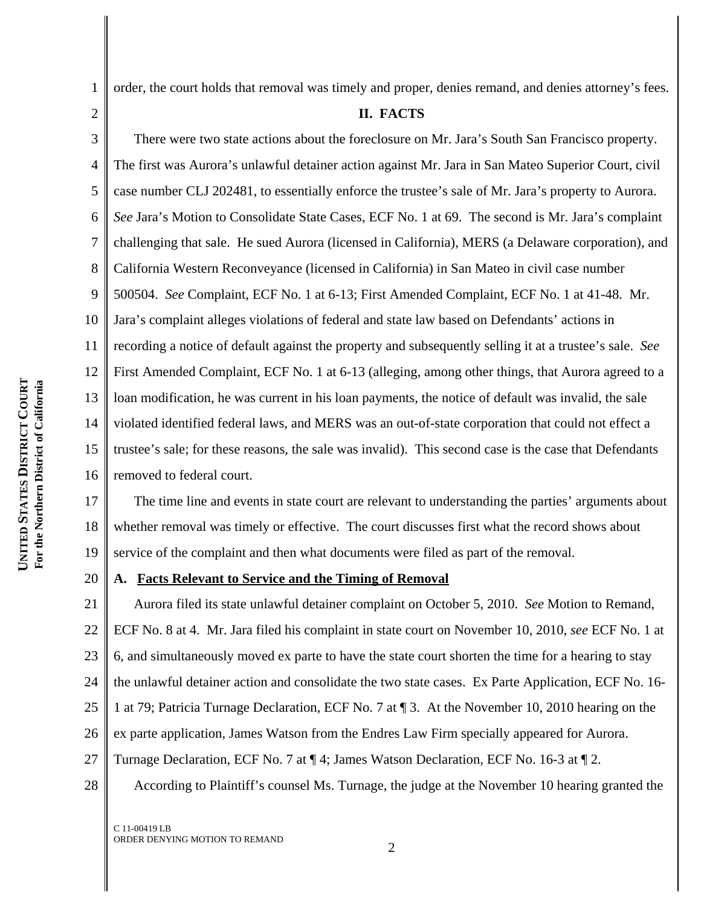order, the court holds that removal was timely and proper, denies remand, and denies attorney's fees.

## II. FACTS

There were two state actions about the foreclosure on Mr. Jara's South San Francisco property. The first was Aurora's unlawful detainer action against Mr. Jara in San Mateo Superior Court, civil case number CLJ 202481, to essentially enforce the trustee's sale of Mr. Jara's property to Aurora. *See* Jara's Motion to Consolidate State Cases, ECF No. 1 at 69. The second is Mr. Jara's complaint challenging that sale. He sued Aurora (licensed in California), MERS (a Delaware corporation), and California Western Reconveyance (licensed in California) in San Mateo in civil case number 500504. *See* Complaint, ECF No. 1 at 6-13; First Amended Complaint, ECF No. 1 at 41-48. Mr. Jara's complaint alleges violations of federal and state law based on Defendants' actions in recording a notice of default against the property and subsequently selling it at a trustee's sale. *See* First Amended Complaint, ECF No. 1 at 6-13 (alleging, among other things, that Aurora agreed to a loan modification, he was current in his loan payments, the notice of default was invalid, the sale violated identified federal laws, and MERS was an out-of-state corporation that could not effect a trustee's sale; for these reasons, the sale was invalid). This second case is the case that Defendants removed to federal court.

The time line and events in state court are relevant to understanding the parties' arguments about whether removal was timely or effective. The court discusses first what the record shows about service of the complaint and then what documents were filed as part of the removal.

### A. Facts Relevant to Service and the Timing of Removal

Aurora filed its state unlawful detainer complaint on October 5, 2010. *See* Motion to Remand, ECF No. 8 at 4. Mr. Jara filed his complaint in state court on November 10, 2010, *see* ECF No. 1 at 6, and simultaneously moved ex parte to have the state court shorten the time for a hearing to stay the unlawful detainer action and consolidate the two state cases. Ex Parte Application, ECF No. 16-1 at 79; Patricia Turnage Declaration, ECF No. 7 at ¶ 3. At the November 10, 2010 hearing on the ex parte application, James Watson from the Endres Law Firm specially appeared for Aurora. Turnage Declaration, ECF No. 7 at ¶ 4; James Watson Declaration, ECF No. 16-3 at ¶ 2.

According to Plaintiff's counsel Ms. Turnage, the judge at the November 10 hearing granted the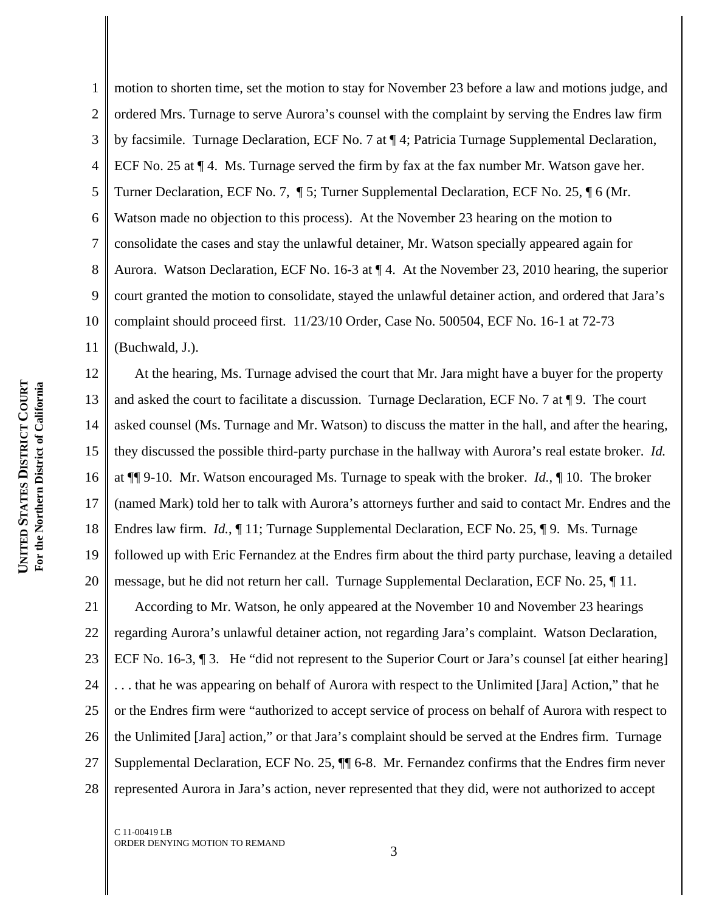motion to shorten time, set the motion to stay for November 23 before a law and motions judge, and ordered Mrs. Turnage to serve Aurora's counsel with the complaint by serving the Endres law firm by facsimile. Turnage Declaration, ECF No. 7 at ¶ 4; Patricia Turnage Supplemental Declaration, ECF No. 25 at ¶ 4. Ms. Turnage served the firm by fax at the fax number Mr. Watson gave her. Turner Declaration, ECF No. 7, ¶ 5; Turner Supplemental Declaration, ECF No. 25, ¶ 6 (Mr. Watson made no objection to this process). At the November 23 hearing on the motion to consolidate the cases and stay the unlawful detainer, Mr. Watson specially appeared again for Aurora. Watson Declaration, ECF No. 16-3 at ¶ 4. At the November 23, 2010 hearing, the superior court granted the motion to consolidate, stayed the unlawful detainer action, and ordered that Jara's complaint should proceed first. 11/23/10 Order, Case No. 500504, ECF No. 16-1 at 72-73 (Buchwald, J.).

At the hearing, Ms. Turnage advised the court that Mr. Jara might have a buyer for the property and asked the court to facilitate a discussion. Turnage Declaration, ECF No. 7 at ¶ 9. The court asked counsel (Ms. Turnage and Mr. Watson) to discuss the matter in the hall, and after the hearing, they discussed the possible third-party purchase in the hallway with Aurora's real estate broker. *Id.* at ¶¶ 9-10. Mr. Watson encouraged Ms. Turnage to speak with the broker. *Id.*, ¶ 10. The broker (named Mark) told her to talk with Aurora's attorneys further and said to contact Mr. Endres and the Endres law firm. *Id.*, ¶ 11; Turnage Supplemental Declaration, ECF No. 25, ¶ 9. Ms. Turnage followed up with Eric Fernandez at the Endres firm about the third party purchase, leaving a detailed message, but he did not return her call. Turnage Supplemental Declaration, ECF No. 25, ¶ 11.

According to Mr. Watson, he only appeared at the November 10 and November 23 hearings regarding Aurora's unlawful detainer action, not regarding Jara's complaint. Watson Declaration, ECF No. 16-3, ¶ 3. He "did not represent to the Superior Court or Jara's counsel [at either hearing] . . . that he was appearing on behalf of Aurora with respect to the Unlimited [Jara] Action," that he or the Endres firm were "authorized to accept service of process on behalf of Aurora with respect to the Unlimited [Jara] action," or that Jara's complaint should be served at the Endres firm. Turnage Supplemental Declaration, ECF No. 25, ¶¶ 6-8. Mr. Fernandez confirms that the Endres firm never represented Aurora in Jara's action, never represented that they did, were not authorized to accept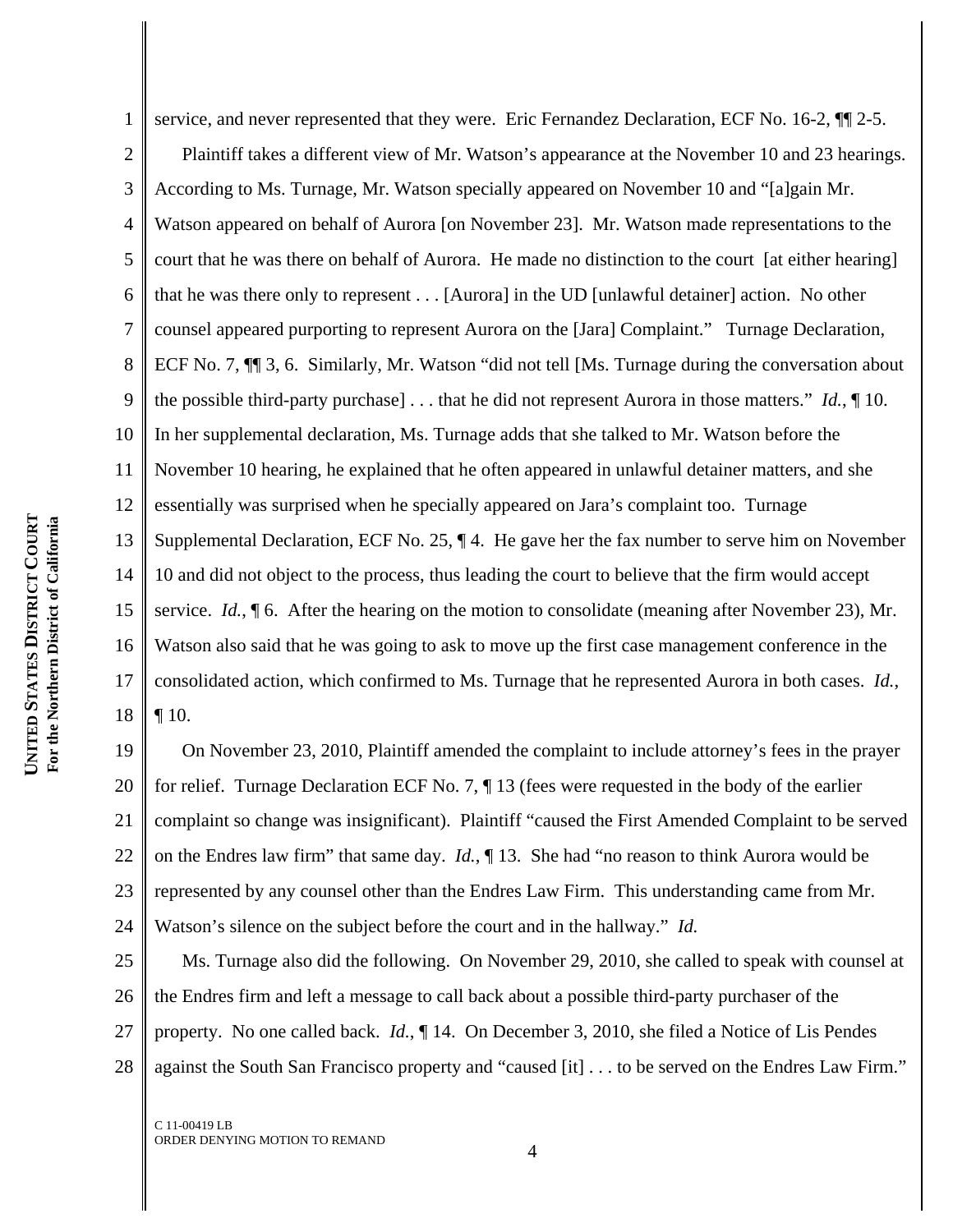service, and never represented that they were. Eric Fernandez Declaration, ECF No. 16-2, ¶¶ 2-5.

Plaintiff takes a different view of Mr. Watson's appearance at the November 10 and 23 hearings. According to Ms. Turnage, Mr. Watson specially appeared on November 10 and "[a]gain Mr. Watson appeared on behalf of Aurora [on November 23]. Mr. Watson made representations to the court that he was there on behalf of Aurora. He made no distinction to the court [at either hearing] that he was there only to represent . . . [Aurora] in the UD [unlawful detainer] action. No other counsel appeared purporting to represent Aurora on the [Jara] Complaint." Turnage Declaration, ECF No. 7, ¶¶ 3, 6. Similarly, Mr. Watson "did not tell [Ms. Turnage during the conversation about the possible third-party purchase] . . . that he did not represent Aurora in those matters." *Id.*, ¶ 10. In her supplemental declaration, Ms. Turnage adds that she talked to Mr. Watson before the November 10 hearing, he explained that he often appeared in unlawful detainer matters, and she essentially was surprised when he specially appeared on Jara's complaint too. Turnage Supplemental Declaration, ECF No. 25, ¶ 4. He gave her the fax number to serve him on November 10 and did not object to the process, thus leading the court to believe that the firm would accept service. *Id.*, ¶ 6. After the hearing on the motion to consolidate (meaning after November 23), Mr. Watson also said that he was going to ask to move up the first case management conference in the consolidated action, which confirmed to Ms. Turnage that he represented Aurora in both cases. *Id.*, ¶ 10.

On November 23, 2010, Plaintiff amended the complaint to include attorney's fees in the prayer for relief. Turnage Declaration ECF No. 7, ¶ 13 (fees were requested in the body of the earlier complaint so change was insignificant). Plaintiff "caused the First Amended Complaint to be served on the Endres law firm" that same day. *Id.*, ¶ 13. She had "no reason to think Aurora would be represented by any counsel other than the Endres Law Firm. This understanding came from Mr. Watson's silence on the subject before the court and in the hallway." *Id.*

Ms. Turnage also did the following. On November 29, 2010, she called to speak with counsel at the Endres firm and left a message to call back about a possible third-party purchaser of the property. No one called back. *Id.*, ¶ 14. On December 3, 2010, she filed a Notice of Lis Pendes against the South San Francisco property and "caused [it] . . . to be served on the Endres Law Firm."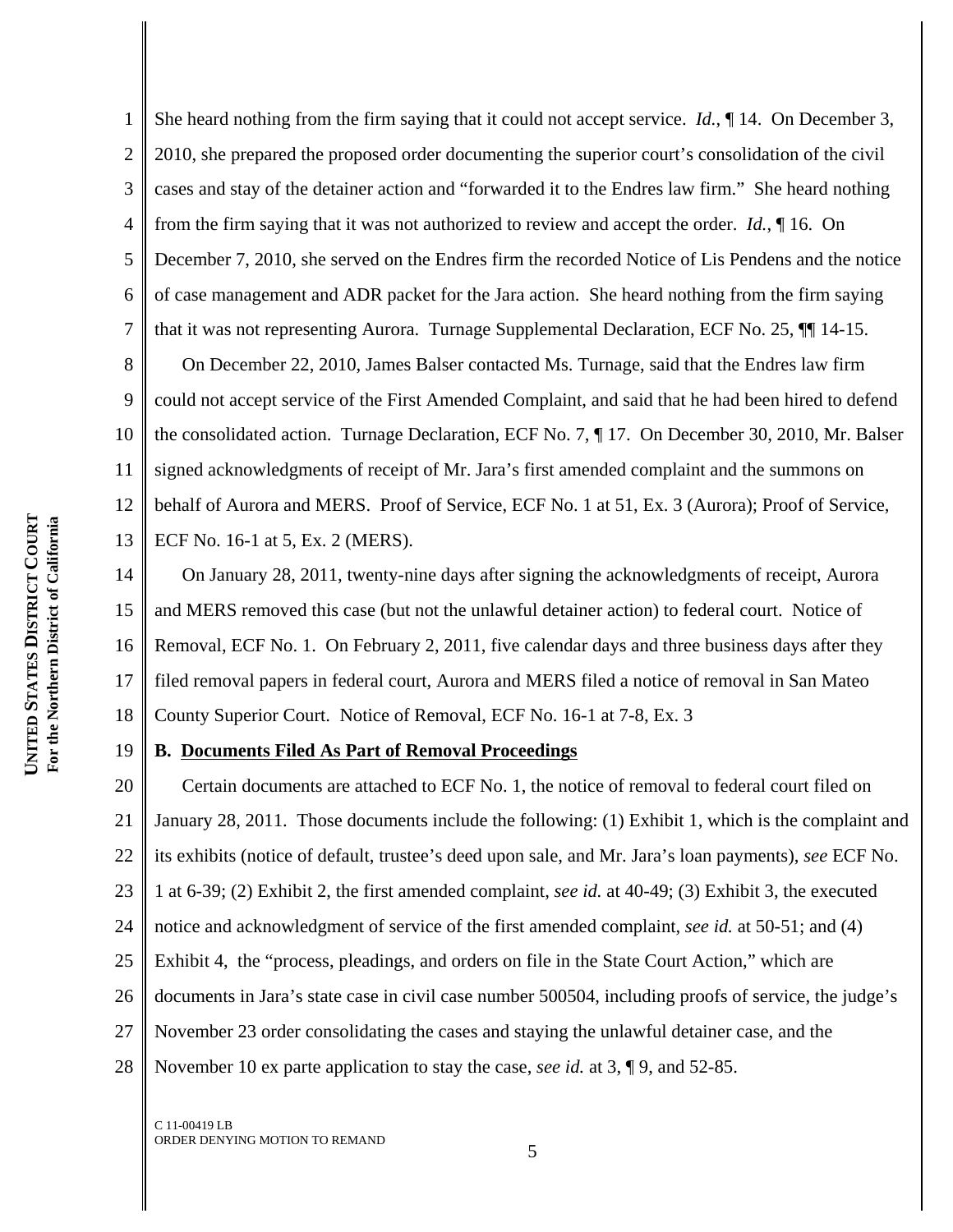She heard nothing from the firm saying that it could not accept service. *Id.*, ¶ 14. On December 3, 2010, she prepared the proposed order documenting the superior court's consolidation of the civil cases and stay of the detainer action and "forwarded it to the Endres law firm." She heard nothing from the firm saying that it was not authorized to review and accept the order. *Id.*, ¶ 16. On December 7, 2010, she served on the Endres firm the recorded Notice of Lis Pendens and the notice of case management and ADR packet for the Jara action. She heard nothing from the firm saying that it was not representing Aurora. Turnage Supplemental Declaration, ECF No. 25, ¶¶ 14-15.

On December 22, 2010, James Balser contacted Ms. Turnage, said that the Endres law firm could not accept service of the First Amended Complaint, and said that he had been hired to defend the consolidated action. Turnage Declaration, ECF No. 7, ¶ 17. On December 30, 2010, Mr. Balser signed acknowledgments of receipt of Mr. Jara's first amended complaint and the summons on behalf of Aurora and MERS. Proof of Service, ECF No. 1 at 51, Ex. 3 (Aurora); Proof of Service, ECF No. 16-1 at 5, Ex. 2 (MERS).

On January 28, 2011, twenty-nine days after signing the acknowledgments of receipt, Aurora and MERS removed this case (but not the unlawful detainer action) to federal court. Notice of Removal, ECF No. 1. On February 2, 2011, five calendar days and three business days after they filed removal papers in federal court, Aurora and MERS filed a notice of removal in San Mateo County Superior Court. Notice of Removal, ECF No. 16-1 at 7-8, Ex. 3

**B. Documents Filed As Part of Removal Proceedings**

Certain documents are attached to ECF No. 1, the notice of removal to federal court filed on January 28, 2011. Those documents include the following: (1) Exhibit 1, which is the complaint and its exhibits (notice of default, trustee's deed upon sale, and Mr. Jara's loan payments), *see* ECF No. 1 at 6-39; (2) Exhibit 2, the first amended complaint, *see id.* at 40-49; (3) Exhibit 3, the executed notice and acknowledgment of service of the first amended complaint, *see id.* at 50-51; and (4) Exhibit 4, the "process, pleadings, and orders on file in the State Court Action," which are documents in Jara's state case in civil case number 500504, including proofs of service, the judge's November 23 order consolidating the cases and staying the unlawful detainer case, and the November 10 ex parte application to stay the case, *see id.* at 3, ¶ 9, and 52-85.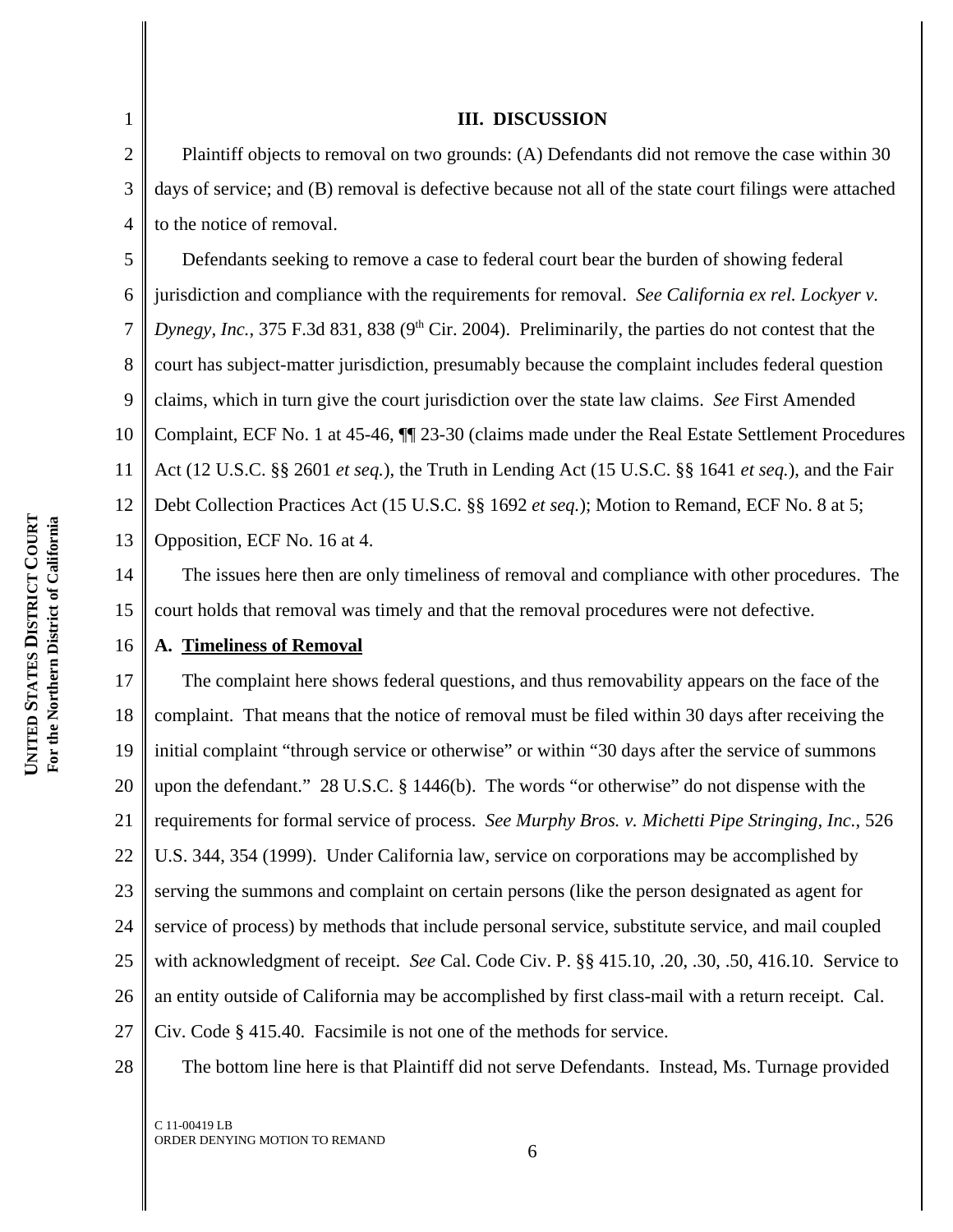## III. DISCUSSION

Plaintiff objects to removal on two grounds: (A) Defendants did not remove the case within 30 days of service; and (B) removal is defective because not all of the state court filings were attached to the notice of removal.

Defendants seeking to remove a case to federal court bear the burden of showing federal jurisdiction and compliance with the requirements for removal. *See California ex rel. Lockyer v. Dynegy, Inc.*, 375 F.3d 831, 838 (9th Cir. 2004). Preliminarily, the parties do not contest that the court has subject-matter jurisdiction, presumably because the complaint includes federal question claims, which in turn give the court jurisdiction over the state law claims. *See* First Amended Complaint, ECF No. 1 at 45-46, ¶¶ 23-30 (claims made under the Real Estate Settlement Procedures Act (12 U.S.C. §§ 2601 *et seq.*), the Truth in Lending Act (15 U.S.C. §§ 1641 *et seq.*), and the Fair Debt Collection Practices Act (15 U.S.C. §§ 1692 *et seq.*); Motion to Remand, ECF No. 8 at 5; Opposition, ECF No. 16 at 4.

The issues here then are only timeliness of removal and compliance with other procedures. The court holds that removal was timely and that the removal procedures were not defective.

### A. Timeliness of Removal

The complaint here shows federal questions, and thus removability appears on the face of the complaint. That means that the notice of removal must be filed within 30 days after receiving the initial complaint "through service or otherwise" or within "30 days after the service of summons upon the defendant." 28 U.S.C. § 1446(b). The words "or otherwise" do not dispense with the requirements for formal service of process. *See Murphy Bros. v. Michetti Pipe Stringing, Inc.*, 526 U.S. 344, 354 (1999). Under California law, service on corporations may be accomplished by serving the summons and complaint on certain persons (like the person designated as agent for service of process) by methods that include personal service, substitute service, and mail coupled with acknowledgment of receipt. *See* Cal. Code Civ. P. §§ 415.10, .20, .30, .50, 416.10. Service to an entity outside of California may be accomplished by first class-mail with a return receipt. Cal. Civ. Code § 415.40. Facsimile is not one of the methods for service.

The bottom line here is that Plaintiff did not serve Defendants. Instead, Ms. Turnage provided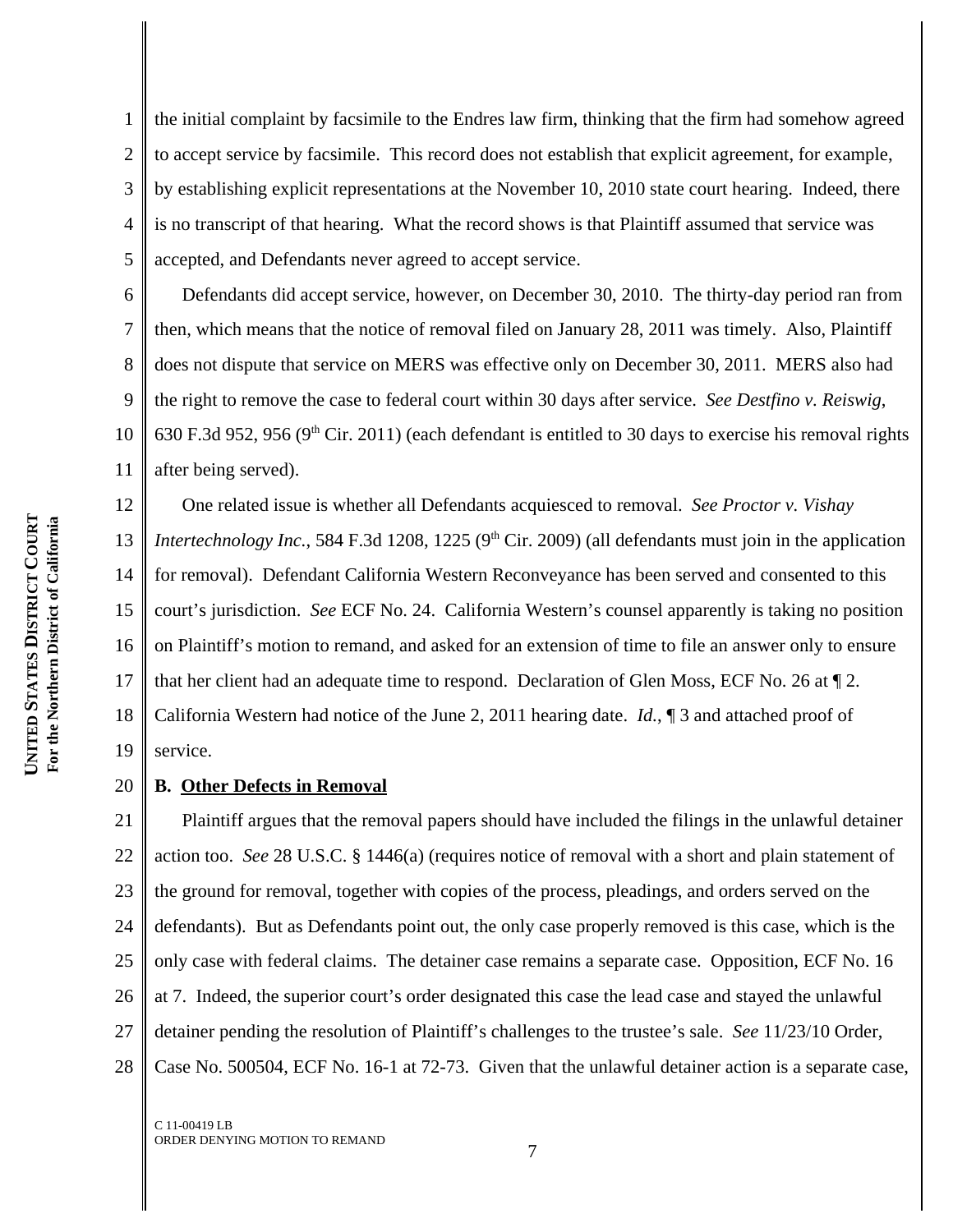the initial complaint by facsimile to the Endres law firm, thinking that the firm had somehow agreed to accept service by facsimile. This record does not establish that explicit agreement, for example, by establishing explicit representations at the November 10, 2010 state court hearing. Indeed, there is no transcript of that hearing. What the record shows is that Plaintiff assumed that service was accepted, and Defendants never agreed to accept service.

Defendants did accept service, however, on December 30, 2010. The thirty-day period ran from then, which means that the notice of removal filed on January 28, 2011 was timely. Also, Plaintiff does not dispute that service on MERS was effective only on December 30, 2011. MERS also had the right to remove the case to federal court within 30 days after service. *See Destfino v. Reiswig*, 630 F.3d 952, 956 (9th Cir. 2011) (each defendant is entitled to 30 days to exercise his removal rights after being served).

One related issue is whether all Defendants acquiesced to removal. *See Proctor v. Vishay Intertechnology Inc.*, 584 F.3d 1208, 1225 (9th Cir. 2009) (all defendants must join in the application for removal). Defendant California Western Reconveyance has been served and consented to this court's jurisdiction. *See* ECF No. 24. California Western's counsel apparently is taking no position on Plaintiff's motion to remand, and asked for an extension of time to file an answer only to ensure that her client had an adequate time to respond. Declaration of Glen Moss, ECF No. 26 at ¶ 2. California Western had notice of the June 2, 2011 hearing date. *Id.*, ¶ 3 and attached proof of service.

**B. Other Defects in Removal**

Plaintiff argues that the removal papers should have included the filings in the unlawful detainer action too. *See* 28 U.S.C. § 1446(a) (requires notice of removal with a short and plain statement of the ground for removal, together with copies of the process, pleadings, and orders served on the defendants). But as Defendants point out, the only case properly removed is this case, which is the only case with federal claims. The detainer case remains a separate case. Opposition, ECF No. 16 at 7. Indeed, the superior court's order designated this case the lead case and stayed the unlawful detainer pending the resolution of Plaintiff's challenges to the trustee's sale. *See* 11/23/10 Order, Case No. 500504, ECF No. 16-1 at 72-73. Given that the unlawful detainer action is a separate case,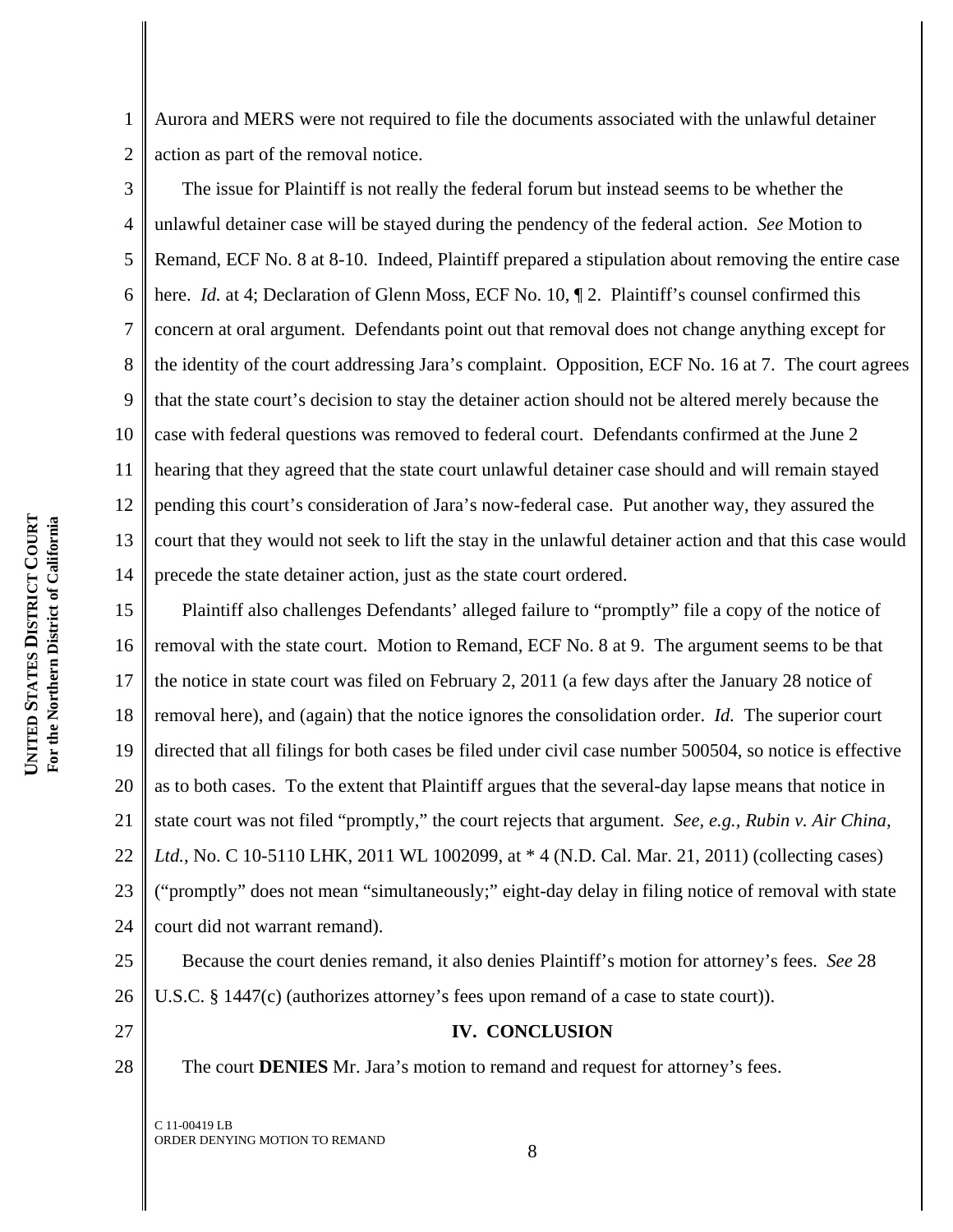Aurora and MERS were not required to file the documents associated with the unlawful detainer action as part of the removal notice.

The issue for Plaintiff is not really the federal forum but instead seems to be whether the unlawful detainer case will be stayed during the pendency of the federal action. *See* Motion to Remand, ECF No. 8 at 8-10. Indeed, Plaintiff prepared a stipulation about removing the entire case here. *Id.* at 4; Declaration of Glenn Moss, ECF No. 10, ¶ 2. Plaintiff's counsel confirmed this concern at oral argument. Defendants point out that removal does not change anything except for the identity of the court addressing Jara's complaint. Opposition, ECF No. 16 at 7. The court agrees that the state court's decision to stay the detainer action should not be altered merely because the case with federal questions was removed to federal court. Defendants confirmed at the June 2 hearing that they agreed that the state court unlawful detainer case should and will remain stayed pending this court's consideration of Jara's now-federal case. Put another way, they assured the court that they would not seek to lift the stay in the unlawful detainer action and that this case would precede the state detainer action, just as the state court ordered.

Plaintiff also challenges Defendants' alleged failure to "promptly" file a copy of the notice of removal with the state court. Motion to Remand, ECF No. 8 at 9. The argument seems to be that the notice in state court was filed on February 2, 2011 (a few days after the January 28 notice of removal here), and (again) that the notice ignores the consolidation order. *Id.* The superior court directed that all filings for both cases be filed under civil case number 500504, so notice is effective as to both cases. To the extent that Plaintiff argues that the several-day lapse means that notice in state court was not filed "promptly," the court rejects that argument. *See, e.g.*, *Rubin v. Air China, Ltd.*, No. C 10-5110 LHK, 2011 WL 1002099, at * 4 (N.D. Cal. Mar. 21, 2011) (collecting cases) ("promptly" does not mean "simultaneously;" eight-day delay in filing notice of removal with state court did not warrant remand).

Because the court denies remand, it also denies Plaintiff's motion for attorney's fees. *See* 28 U.S.C. § 1447(c) (authorizes attorney's fees upon remand of a case to state court)).

## IV. CONCLUSION

The court **DENIES** Mr. Jara's motion to remand and request for attorney's fees.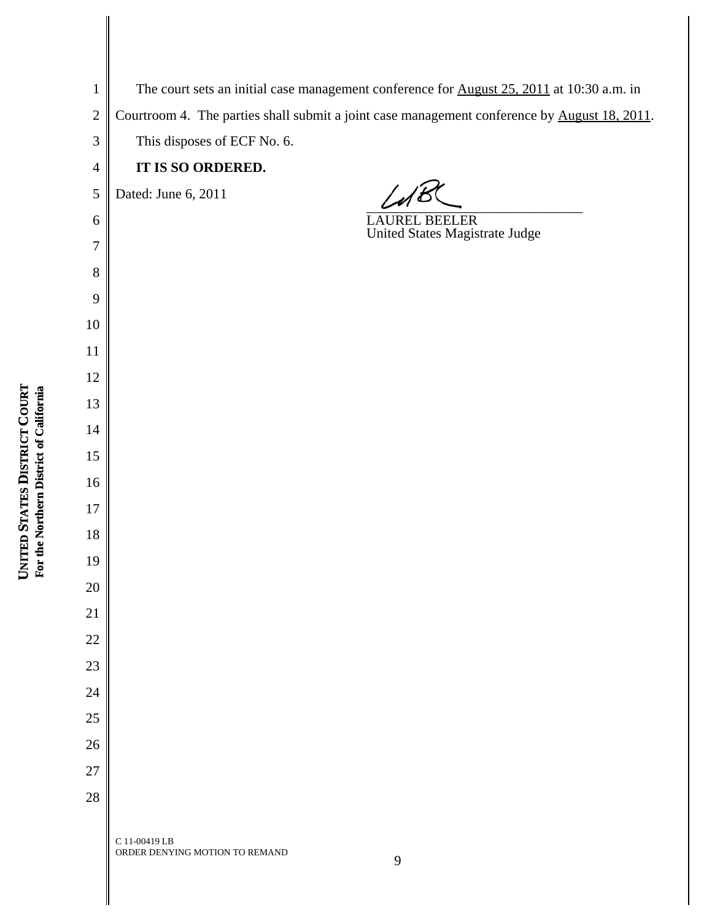The court sets an initial case management conference for August 25, 2011 at 10:30 a.m. in Courtroom 4. The parties shall submit a joint case management conference by August 18, 2011.

This disposes of ECF No. 6.

**IT IS SO ORDERED.**

Dated: June 6, 2011

LAUREL BEELER
United States Magistrate Judge